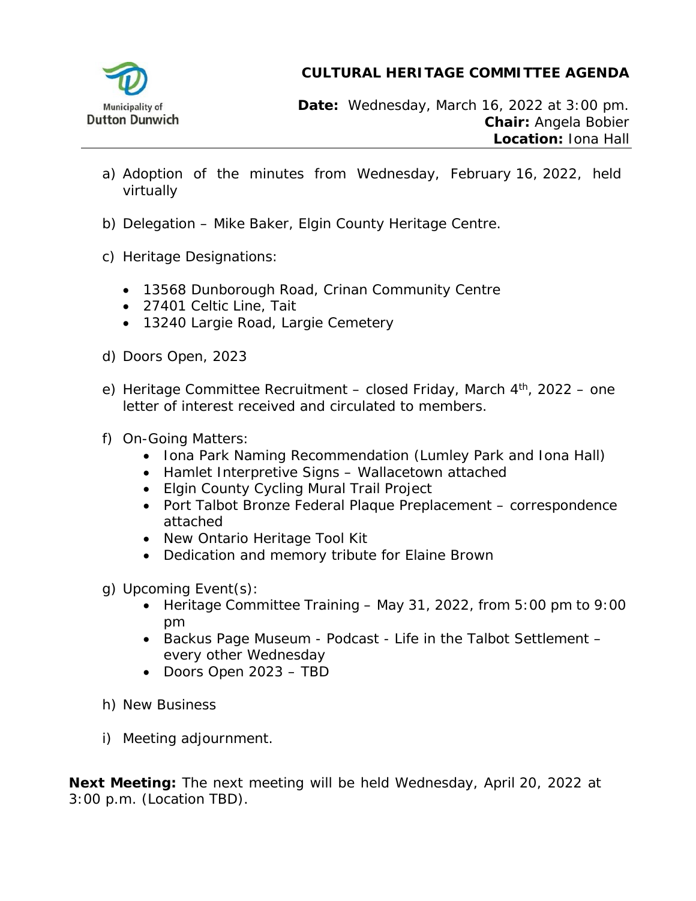Municipality of Dutton Dunwich

# CULTURAL HERITAGE COMMITTEE AGENDA

**Date:** Wednesday, March 16, 2022 at 3:00 pm.
**Chair:** Angela Bobier
**Location:** Iona Hall

a) Adoption of the minutes from Wednesday, February 16, 2022, held virtually

b) Delegation – Mike Baker, Elgin County Heritage Centre.

c) Heritage Designations:

- 13568 Dunborough Road, Crinan Community Centre
- 27401 Celtic Line, Tait
- 13240 Largie Road, Largie Cemetery

d) Doors Open, 2023

e) Heritage Committee Recruitment – closed Friday, March 4th, 2022 – one letter of interest received and circulated to members.

f) On-Going Matters:
- Iona Park Naming Recommendation (Lumley Park and Iona Hall)
- Hamlet Interpretive Signs – Wallacetown attached
- Elgin County Cycling Mural Trail Project
- Port Talbot Bronze Federal Plaque Preplacement – correspondence attached
- New Ontario Heritage Tool Kit
- Dedication and memory tribute for Elaine Brown

g) Upcoming Event(s):
- Heritage Committee Training – May 31, 2022, from 5:00 pm to 9:00 pm
- Backus Page Museum - Podcast - Life in the Talbot Settlement – every other Wednesday
- Doors Open 2023 – TBD

h) New Business

i) Meeting adjournment.

**Next Meeting:** The next meeting will be held Wednesday, April 20, 2022 at 3:00 p.m. (Location TBD).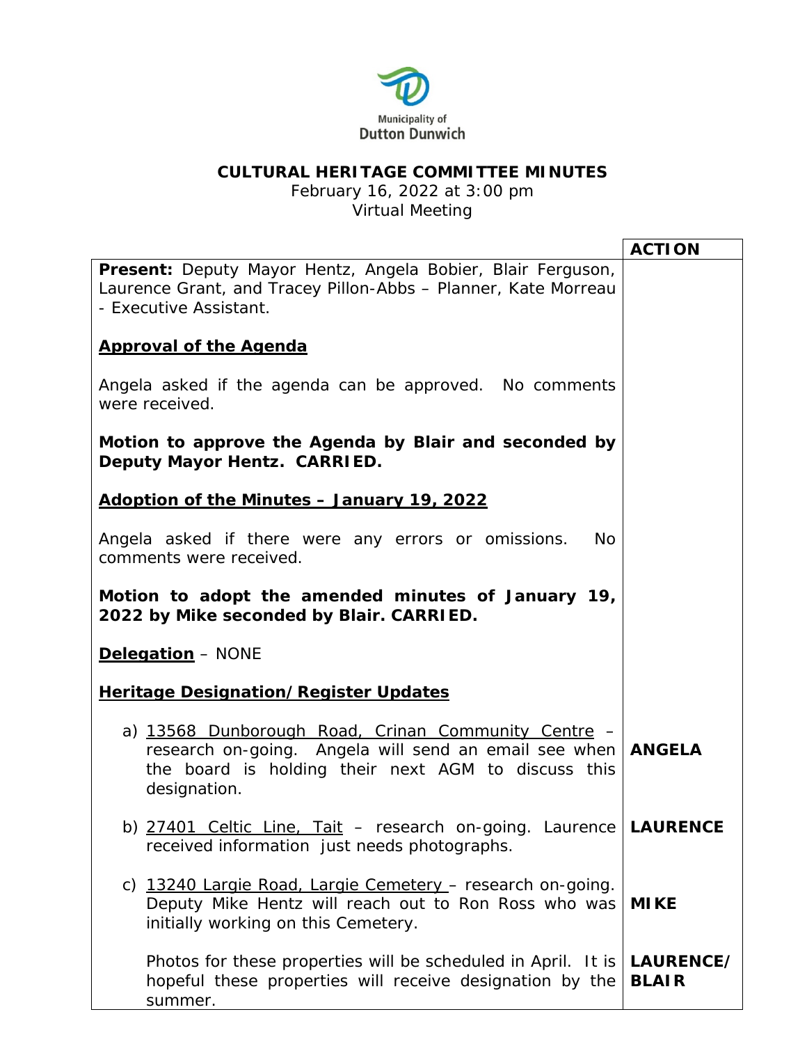Municipality of Dutton Dunwich

# CULTURAL HERITAGE COMMITTEE MINUTES

February 16, 2022 at 3:00 pm
Virtual Meeting

| | ACTION |
|---|---|
| **Present:** Deputy Mayor Hentz, Angela Bobier, Blair Ferguson, Laurence Grant, and Tracey Pillon-Abbs – Planner, Kate Morreau - Executive Assistant. | |
| **Approval of the Agenda** | |
| Angela asked if the agenda can be approved. No comments were received. | |
| **Motion to approve the Agenda by Blair and seconded by Deputy Mayor Hentz. CARRIED.** | |
| **Adoption of the Minutes – January 19, 2022** | |
| Angela asked if there were any errors or omissions. No comments were received. | |
| **Motion to adopt the amended minutes of January 19, 2022 by Mike seconded by Blair. CARRIED.** | |
| **Delegation** – NONE | |
| **Heritage Designation/Register Updates** | |
| a) 13568 Dunborough Road, Crinan Community Centre – research on-going. Angela will send an email see when the board is holding their next AGM to discuss this designation. | **ANGELA** |
| b) 27401 Celtic Line, Tait – research on-going. Laurence received information just needs photographs. | **LAURENCE** |
| c) 13240 Largie Road, Largie Cemetery – research on-going. Deputy Mike Hentz will reach out to Ron Ross who was initially working on this Cemetery. | **MIKE** |
| Photos for these properties will be scheduled in April. It is hopeful these properties will receive designation by the summer. | **LAURENCE/ BLAIR** |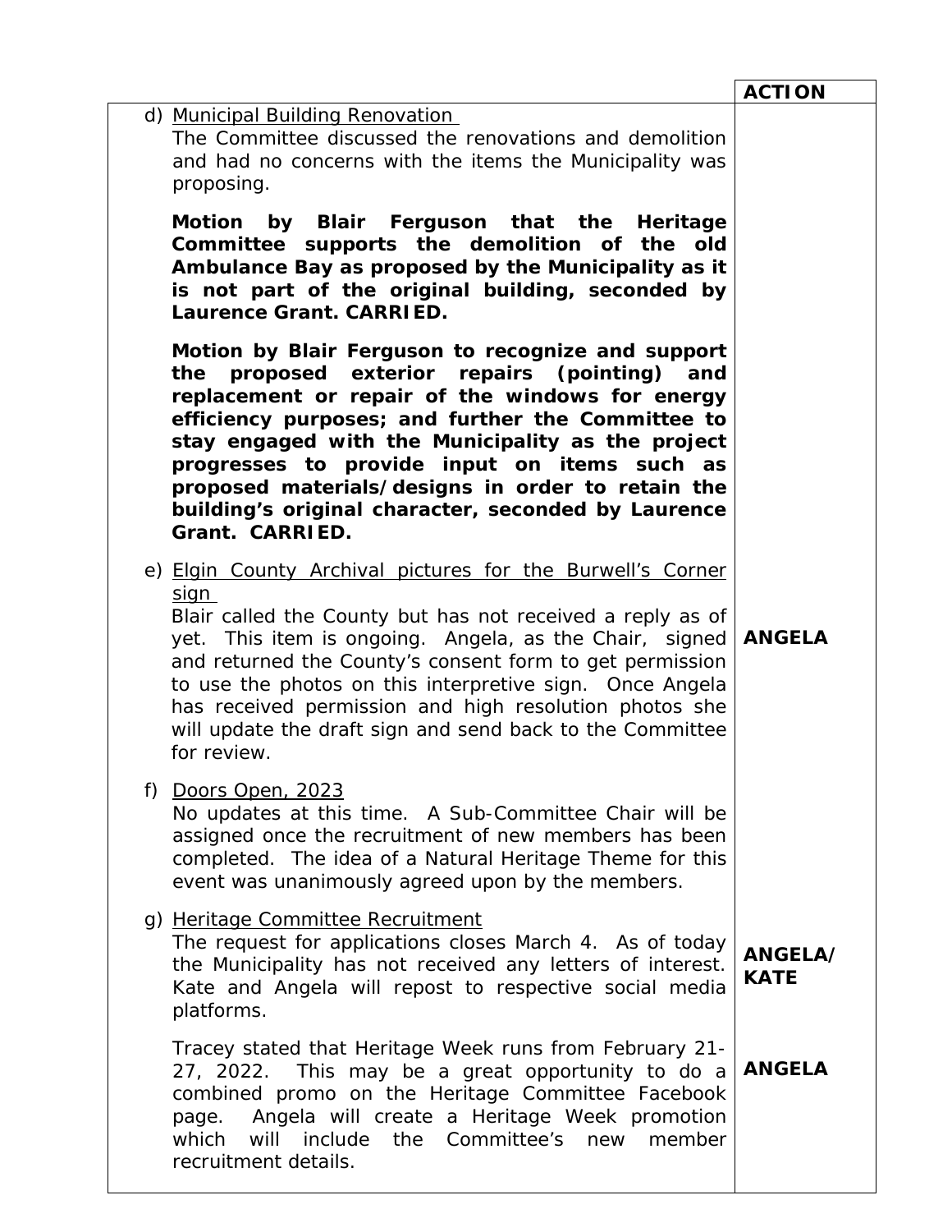| | ACTION |
|---|---|
| d) <u>Municipal Building Renovation</u><br>The Committee discussed the renovations and demolition and had no concerns with the items the Municipality was proposing.<br><br>**Motion by Blair Ferguson that the Heritage Committee supports the demolition of the old Ambulance Bay as proposed by the Municipality as it is not part of the original building, seconded by Laurence Grant. CARRIED.**<br><br>**Motion by Blair Ferguson to recognize and support the proposed exterior repairs (pointing) and replacement or repair of the windows for energy efficiency purposes; and further the Committee to stay engaged with the Municipality as the project progresses to provide input on items such as proposed materials/designs in order to retain the building's original character, seconded by Laurence Grant. CARRIED.** | |
| e) <u>Elgin County Archival pictures for the Burwell's Corner sign</u><br>Blair called the County but has not received a reply as of yet. This item is ongoing. Angela, as the Chair, signed and returned the County's consent form to get permission to use the photos on this interpretive sign. Once Angela has received permission and high resolution photos she will update the draft sign and send back to the Committee for review. | **ANGELA** |
| f) <u>Doors Open, 2023</u><br>No updates at this time. A Sub-Committee Chair will be assigned once the recruitment of new members has been completed. The idea of a Natural Heritage Theme for this event was unanimously agreed upon by the members. | |
| g) <u>Heritage Committee Recruitment</u><br>The request for applications closes March 4. As of today the Municipality has not received any letters of interest. Kate and Angela will repost to respective social media platforms. | **ANGELA/ KATE** |
| Tracey stated that Heritage Week runs from February 21-27, 2022. This may be a great opportunity to do a combined promo on the Heritage Committee Facebook page. Angela will create a Heritage Week promotion which will include the Committee's new member recruitment details. | **ANGELA** |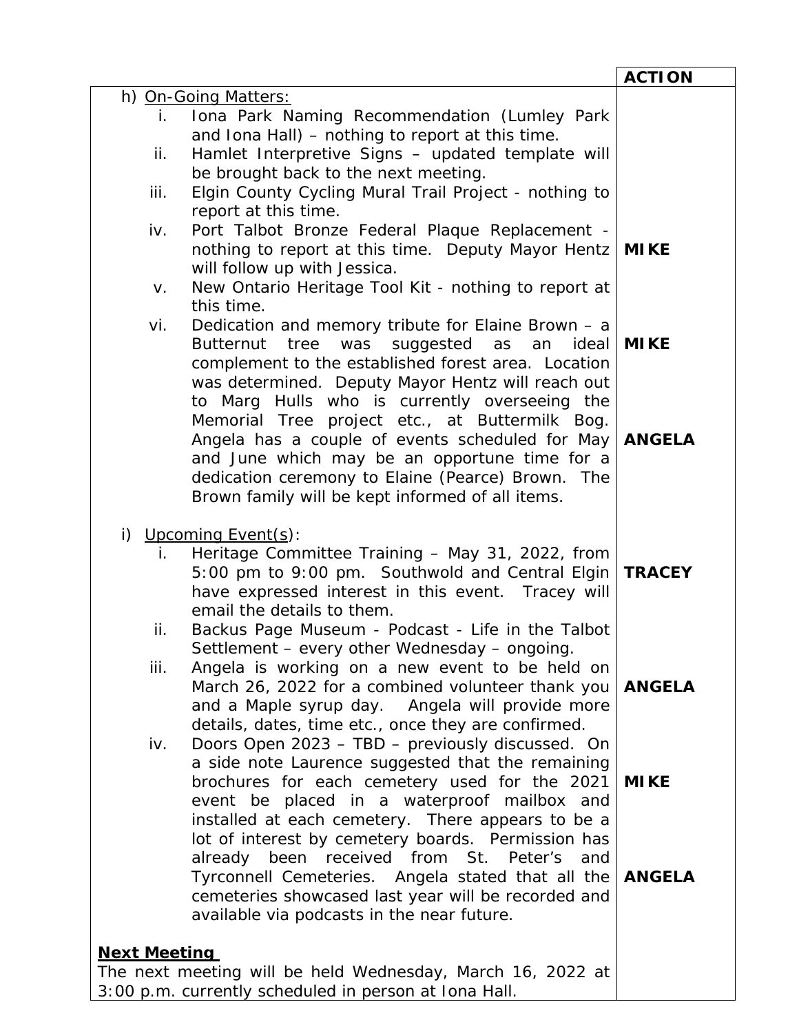| | ACTION |
|---|---|
| h) On-Going Matters:<br>i. Iona Park Naming Recommendation (Lumley Park and Iona Hall) – nothing to report at this time.<br>ii. Hamlet Interpretive Signs – updated template will be brought back to the next meeting.<br>iii. Elgin County Cycling Mural Trail Project - nothing to report at this time.<br>iv. Port Talbot Bronze Federal Plaque Replacement - nothing to report at this time. Deputy Mayor Hentz will follow up with Jessica. | **MIKE** |
| v. New Ontario Heritage Tool Kit - nothing to report at this time.<br>vi. Dedication and memory tribute for Elaine Brown – a Butternut tree was suggested as an ideal complement to the established forest area. Location was determined. Deputy Mayor Hentz will reach out to Marg Hulls who is currently overseeing the Memorial Tree project etc., at Buttermilk Bog. | **MIKE** |
| Angela has a couple of events scheduled for May and June which may be an opportune time for a dedication ceremony to Elaine (Pearce) Brown. The Brown family will be kept informed of all items. | **ANGELA** |
| i) Upcoming Event(s):<br>i. Heritage Committee Training – May 31, 2022, from 5:00 pm to 9:00 pm. Southwold and Central Elgin have expressed interest in this event. Tracey will email the details to them. | **TRACEY** |
| ii. Backus Page Museum - Podcast - Life in the Talbot Settlement – every other Wednesday – ongoing.<br>iii. Angela is working on a new event to be held on March 26, 2022 for a combined volunteer thank you and a Maple syrup day. Angela will provide more details, dates, time etc., once they are confirmed. | **ANGELA** |
| iv. Doors Open 2023 – TBD – previously discussed. On a side note Laurence suggested that the remaining brochures for each cemetery used for the 2021 event be placed in a waterproof mailbox and installed at each cemetery. There appears to be a lot of interest by cemetery boards. Permission has already been received from St. Peter's and Tyrconnell Cemeteries. | **MIKE** |
| Angela stated that all the cemeteries showcased last year will be recorded and available via podcasts in the near future. | **ANGELA** |
| **Next Meeting**<br>The next meeting will be held Wednesday, March 16, 2022 at 3:00 p.m. currently scheduled in person at Iona Hall. | |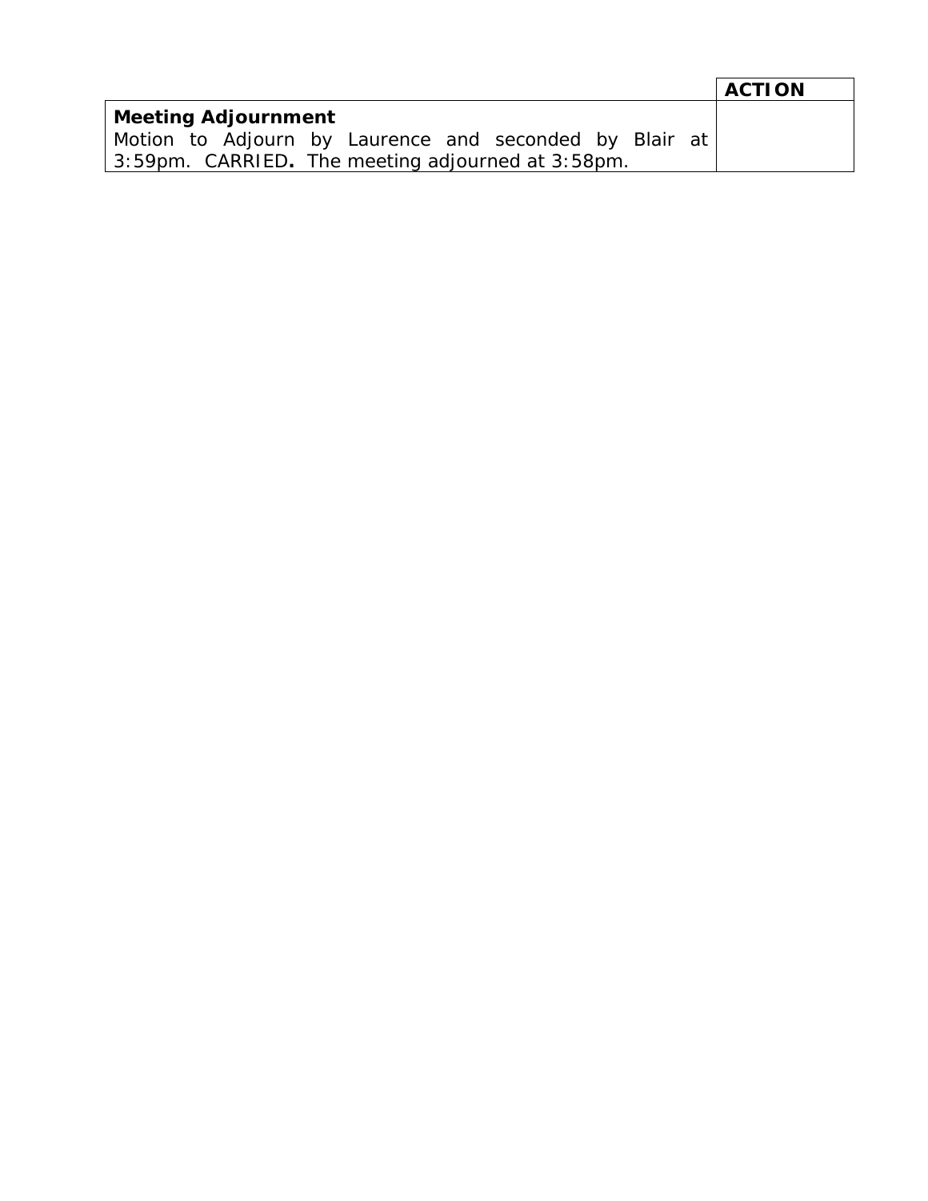| | ACTION |
| --- | --- |
| **Meeting Adjournment**<br>Motion to Adjourn by Laurence and seconded by Blair at 3:59pm. CARRIED**.** The meeting adjourned at 3:58pm. | |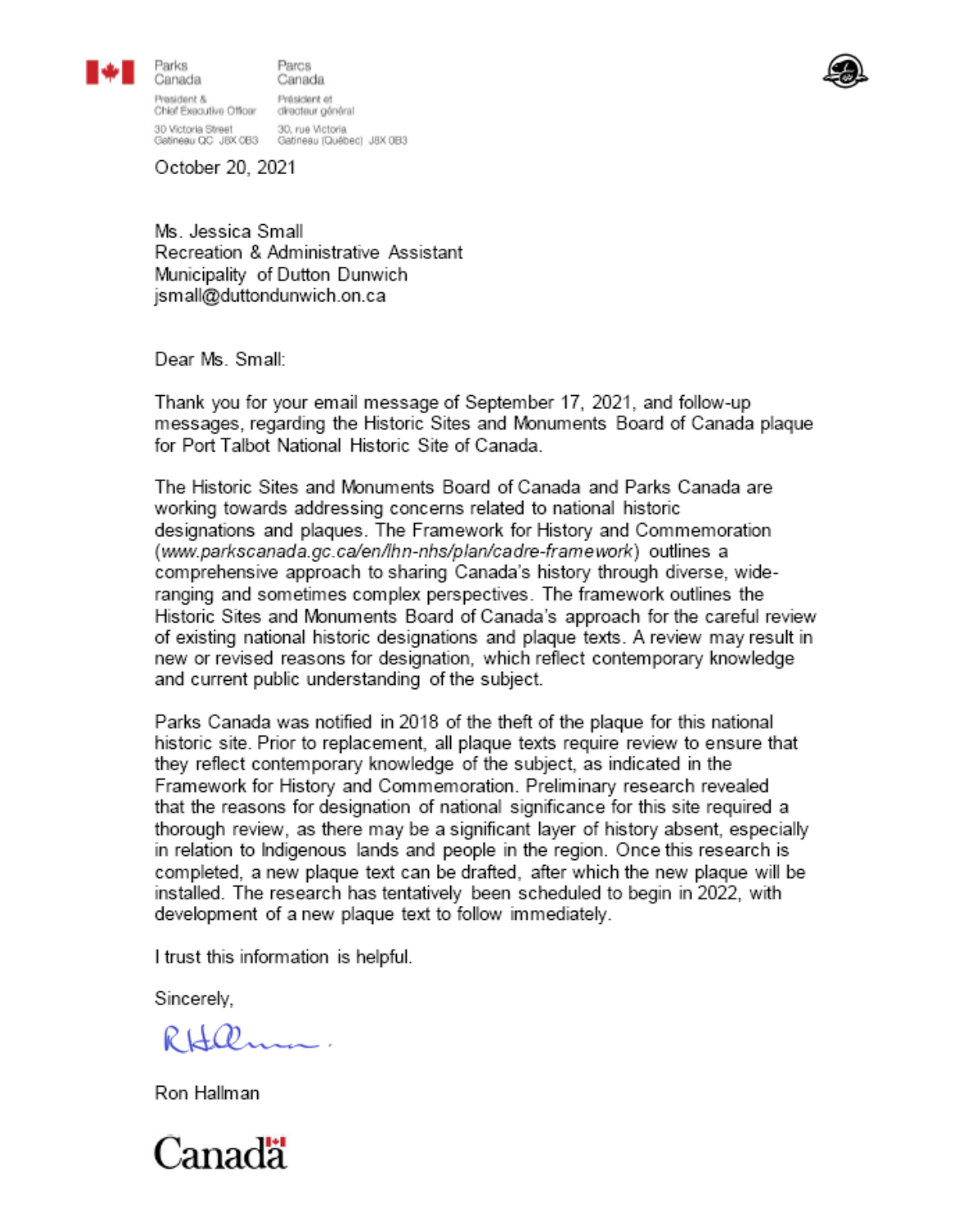Parks Canada | Parcs Canada

President & Chief Executive Officer | Président et directeur général

30 Victoria Street, Gatineau QC J8X 0B3 | 30, rue Victoria, Gatineau (Québec) J8X 0B3

October 20, 2021

Ms. Jessica Small
Recreation & Administrative Assistant
Municipality of Dutton Dunwich
jsmall@duttondunwich.on.ca

Dear Ms. Small:

Thank you for your email message of September 17, 2021, and follow-up messages, regarding the Historic Sites and Monuments Board of Canada plaque for Port Talbot National Historic Site of Canada.

The Historic Sites and Monuments Board of Canada and Parks Canada are working towards addressing concerns related to national historic designations and plaques. The Framework for History and Commemoration (*www.parkscanada.gc.ca/en/lhn-nhs/plan/cadre-framework*) outlines a comprehensive approach to sharing Canada's history through diverse, wide-ranging and sometimes complex perspectives. The framework outlines the Historic Sites and Monuments Board of Canada's approach for the careful review of existing national historic designations and plaque texts. A review may result in new or revised reasons for designation, which reflect contemporary knowledge and current public understanding of the subject.

Parks Canada was notified in 2018 of the theft of the plaque for this national historic site. Prior to replacement, all plaque texts require review to ensure that they reflect contemporary knowledge of the subject, as indicated in the Framework for History and Commemoration. Preliminary research revealed that the reasons for designation of national significance for this site required a thorough review, as there may be a significant layer of history absent, especially in relation to Indigenous lands and people in the region. Once this research is completed, a new plaque text can be drafted, after which the new plaque will be installed. The research has tentatively been scheduled to begin in 2022, with development of a new plaque text to follow immediately.

I trust this information is helpful.

Sincerely,

Ron Hallman

Canada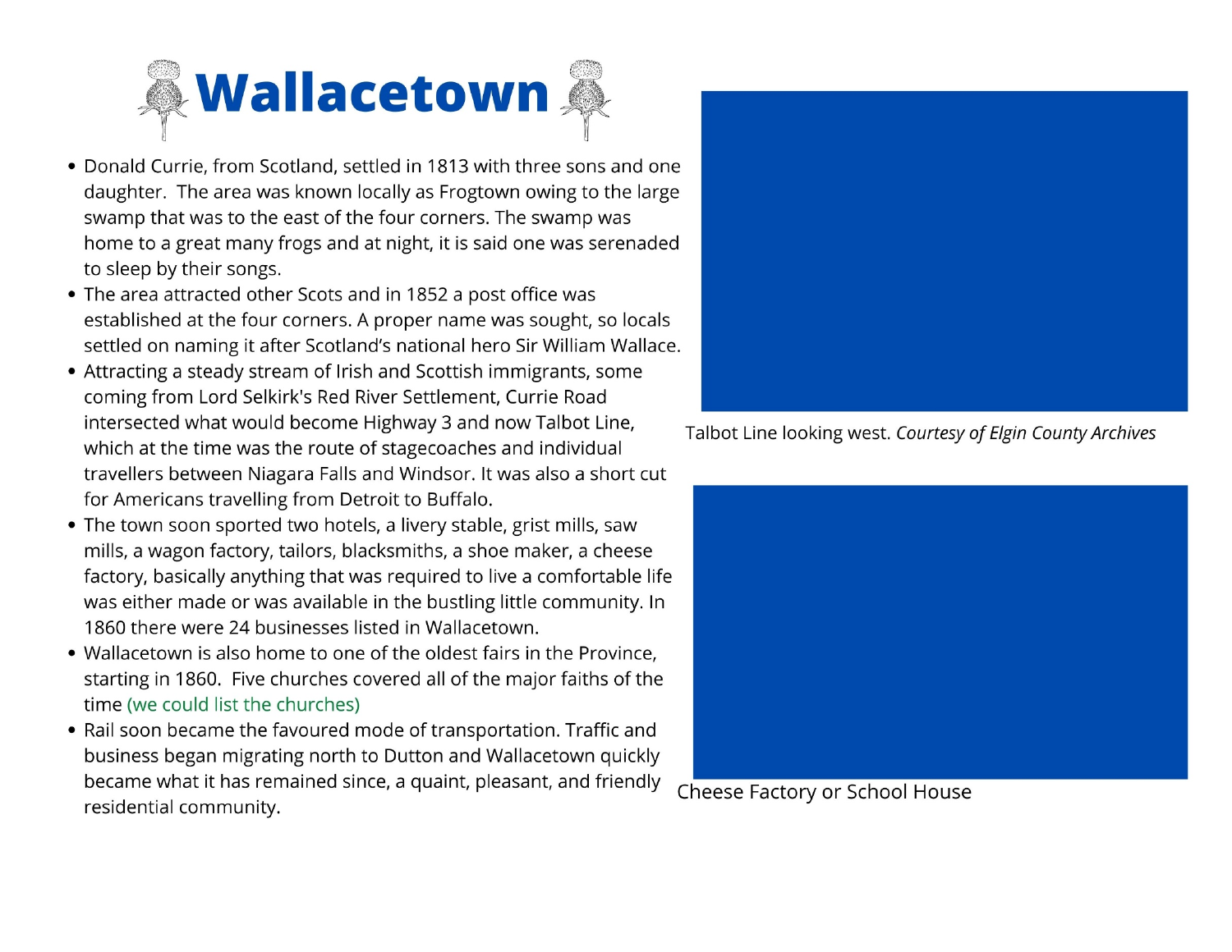# Wallacetown

- Donald Currie, from Scotland, settled in 1813 with three sons and one daughter.  The area was known locally as Frogtown owing to the large swamp that was to the east of the four corners. The swamp was home to a great many frogs and at night, it is said one was serenaded to sleep by their songs.
- The area attracted other Scots and in 1852 a post office was established at the four corners. A proper name was sought, so locals settled on naming it after Scotland's national hero Sir William Wallace.
- Attracting a steady stream of Irish and Scottish immigrants, some coming from Lord Selkirk's Red River Settlement, Currie Road intersected what would become Highway 3 and now Talbot Line, which at the time was the route of stagecoaches and individual travellers between Niagara Falls and Windsor. It was also a short cut for Americans travelling from Detroit to Buffalo.
- The town soon sported two hotels, a livery stable, grist mills, saw mills, a wagon factory, tailors, blacksmiths, a shoe maker, a cheese factory, basically anything that was required to live a comfortable life was either made or was available in the bustling little community. In 1860 there were 24 businesses listed in Wallacetown.
- Wallacetown is also home to one of the oldest fairs in the Province, starting in 1860.  Five churches covered all of the major faiths of the time (we could list the churches)
- Rail soon became the favoured mode of transportation. Traffic and business began migrating north to Dutton and Wallacetown quickly became what it has remained since, a quaint, pleasant, and friendly residential community.

Talbot Line looking west. *Courtesy of Elgin County Archives*

Cheese Factory or School House